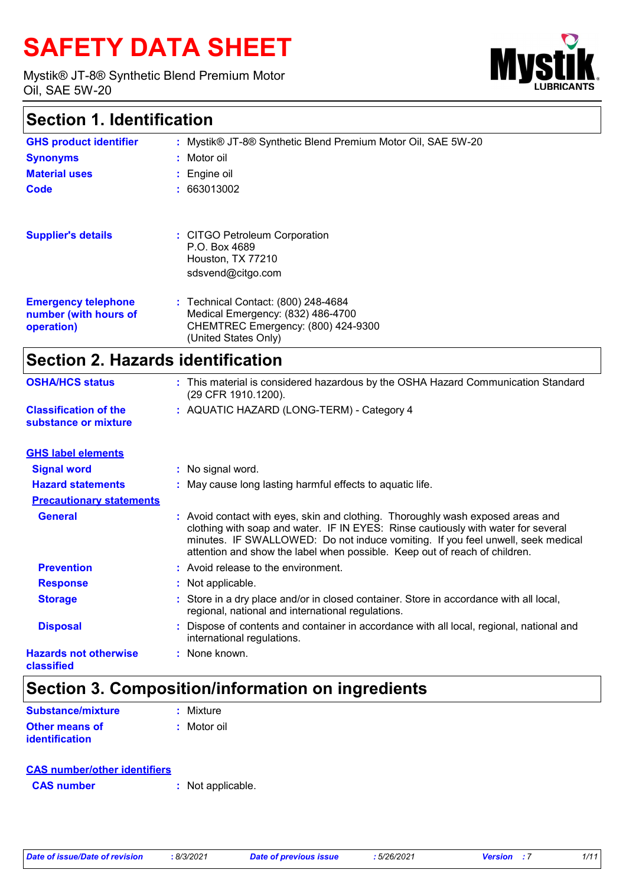# SAFETY DATA SHEET

Mystik® JT-8® Synthetic Blend Premium Motor Oil, SAE 5W-20

## Section 1. Identification

**GHS product identifier** : Mystik® JT-8® Synthetic Blend Premium Motor Oil, SAE 5W-20

**Synonyms** : Motor oil

**Material uses** : Engine oil

**Code** : 663013002

**Supplier's details** : CITGO Petroleum Corporation
P.O. Box 4689
Houston, TX 77210
sdsvend@citgo.com

**Emergency telephone number (with hours of operation)** : Technical Contact: (800) 248-4684
Medical Emergency: (832) 486-4700
CHEMTREC Emergency: (800) 424-9300
(United States Only)

## Section 2. Hazards identification

**OSHA/HCS status** : This material is considered hazardous by the OSHA Hazard Communication Standard (29 CFR 1910.1200).

**Classification of the substance or mixture** : AQUATIC HAZARD (LONG-TERM) - Category 4

**GHS label elements**

**Signal word** : No signal word.

**Hazard statements** : May cause long lasting harmful effects to aquatic life.

**Precautionary statements**

**General** : Avoid contact with eyes, skin and clothing. Thoroughly wash exposed areas and clothing with soap and water. IF IN EYES: Rinse cautiously with water for several minutes. IF SWALLOWED: Do not induce vomiting. If you feel unwell, seek medical attention and show the label when possible. Keep out of reach of children.

**Prevention** : Avoid release to the environment.

**Response** : Not applicable.

**Storage** : Store in a dry place and/or in closed container. Store in accordance with all local, regional, national and international regulations.

**Disposal** : Dispose of contents and container in accordance with all local, regional, national and international regulations.

**Hazards not otherwise classified** : None known.

## Section 3. Composition/information on ingredients

**Substance/mixture** : Mixture

**Other means of identification** : Motor oil

**CAS number/other identifiers**

**CAS number** : Not applicable.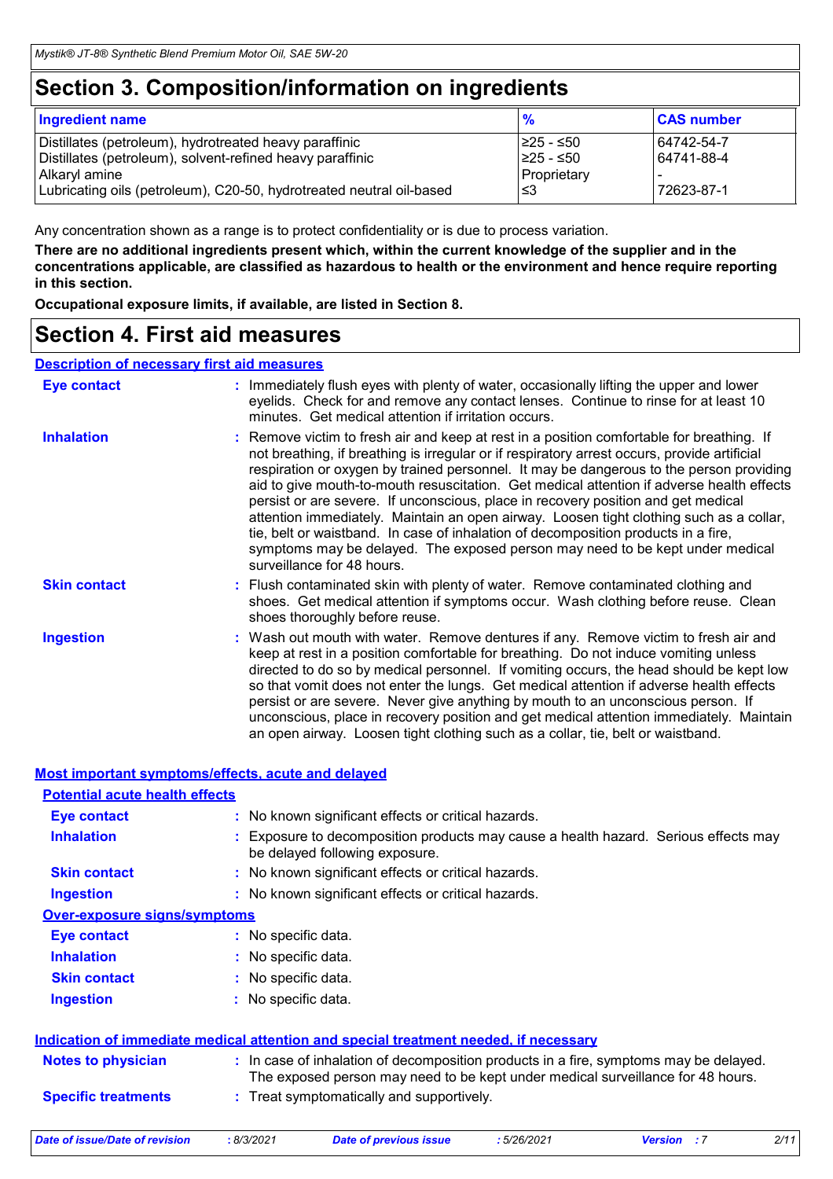# Section 3. Composition/information on ingredients

| Ingredient name | % | CAS number |
|---|---|---|
| Distillates (petroleum), hydrotreated heavy paraffinic | ≥25 - ≤50 | 64742-54-7 |
| Distillates (petroleum), solvent-refined heavy paraffinic | ≥25 - ≤50 | 64741-88-4 |
| Alkaryl amine | Proprietary | - |
| Lubricating oils (petroleum), C20-50, hydrotreated neutral oil-based | ≤3 | 72623-87-1 |

Any concentration shown as a range is to protect confidentiality or is due to process variation.

**There are no additional ingredients present which, within the current knowledge of the supplier and in the concentrations applicable, are classified as hazardous to health or the environment and hence require reporting in this section.**

**Occupational exposure limits, if available, are listed in Section 8.**

# Section 4. First aid measures

## Description of necessary first aid measures

**Eye contact** : Immediately flush eyes with plenty of water, occasionally lifting the upper and lower eyelids. Check for and remove any contact lenses. Continue to rinse for at least 10 minutes. Get medical attention if irritation occurs.

**Inhalation** : Remove victim to fresh air and keep at rest in a position comfortable for breathing. If not breathing, if breathing is irregular or if respiratory arrest occurs, provide artificial respiration or oxygen by trained personnel. It may be dangerous to the person providing aid to give mouth-to-mouth resuscitation. Get medical attention if adverse health effects persist or are severe. If unconscious, place in recovery position and get medical attention immediately. Maintain an open airway. Loosen tight clothing such as a collar, tie, belt or waistband. In case of inhalation of decomposition products in a fire, symptoms may be delayed. The exposed person may need to be kept under medical surveillance for 48 hours.

**Skin contact** : Flush contaminated skin with plenty of water. Remove contaminated clothing and shoes. Get medical attention if symptoms occur. Wash clothing before reuse. Clean shoes thoroughly before reuse.

**Ingestion** : Wash out mouth with water. Remove dentures if any. Remove victim to fresh air and keep at rest in a position comfortable for breathing. Do not induce vomiting unless directed to do so by medical personnel. If vomiting occurs, the head should be kept low so that vomit does not enter the lungs. Get medical attention if adverse health effects persist or are severe. Never give anything by mouth to an unconscious person. If unconscious, place in recovery position and get medical attention immediately. Maintain an open airway. Loosen tight clothing such as a collar, tie, belt or waistband.

## Most important symptoms/effects, acute and delayed

### Potential acute health effects

**Eye contact** : No known significant effects or critical hazards.

**Inhalation** : Exposure to decomposition products may cause a health hazard. Serious effects may be delayed following exposure.

**Skin contact** : No known significant effects or critical hazards.

**Ingestion** : No known significant effects or critical hazards.

### Over-exposure signs/symptoms

**Eye contact** : No specific data.

**Inhalation** : No specific data.

**Skin contact** : No specific data.

**Ingestion** : No specific data.

## Indication of immediate medical attention and special treatment needed, if necessary

**Notes to physician** : In case of inhalation of decomposition products in a fire, symptoms may be delayed. The exposed person may need to be kept under medical surveillance for 48 hours.

**Specific treatments** : Treat symptomatically and supportively.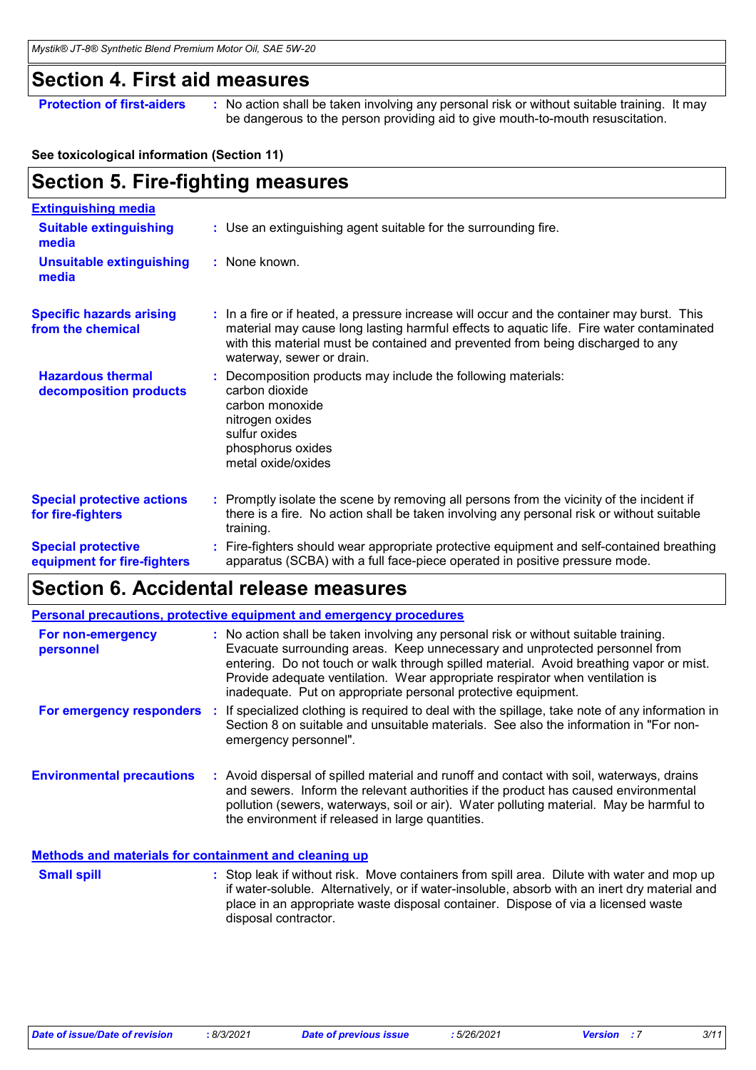## Section 4. First aid measures

**Protection of first-aiders** : No action shall be taken involving any personal risk or without suitable training. It may be dangerous to the person providing aid to give mouth-to-mouth resuscitation.

**See toxicological information (Section 11)**

## Section 5. Fire-fighting measures

**Extinguishing media**

**Suitable extinguishing media** : Use an extinguishing agent suitable for the surrounding fire.

**Unsuitable extinguishing media** : None known.

**Specific hazards arising from the chemical** : In a fire or if heated, a pressure increase will occur and the container may burst. This material may cause long lasting harmful effects to aquatic life. Fire water contaminated with this material must be contained and prevented from being discharged to any waterway, sewer or drain.

**Hazardous thermal decomposition products** : Decomposition products may include the following materials:
carbon dioxide
carbon monoxide
nitrogen oxides
sulfur oxides
phosphorus oxides
metal oxide/oxides

**Special protective actions for fire-fighters** : Promptly isolate the scene by removing all persons from the vicinity of the incident if there is a fire. No action shall be taken involving any personal risk or without suitable training.

**Special protective equipment for fire-fighters** : Fire-fighters should wear appropriate protective equipment and self-contained breathing apparatus (SCBA) with a full face-piece operated in positive pressure mode.

## Section 6. Accidental release measures

**Personal precautions, protective equipment and emergency procedures**

**For non-emergency personnel** : No action shall be taken involving any personal risk or without suitable training. Evacuate surrounding areas. Keep unnecessary and unprotected personnel from entering. Do not touch or walk through spilled material. Avoid breathing vapor or mist. Provide adequate ventilation. Wear appropriate respirator when ventilation is inadequate. Put on appropriate personal protective equipment.

**For emergency responders** : If specialized clothing is required to deal with the spillage, take note of any information in Section 8 on suitable and unsuitable materials. See also the information in "For non-emergency personnel".

**Environmental precautions** : Avoid dispersal of spilled material and runoff and contact with soil, waterways, drains and sewers. Inform the relevant authorities if the product has caused environmental pollution (sewers, waterways, soil or air). Water polluting material. May be harmful to the environment if released in large quantities.

**Methods and materials for containment and cleaning up**

**Small spill** : Stop leak if without risk. Move containers from spill area. Dilute with water and mop up if water-soluble. Alternatively, or if water-insoluble, absorb with an inert dry material and place in an appropriate waste disposal container. Dispose of via a licensed waste disposal contractor.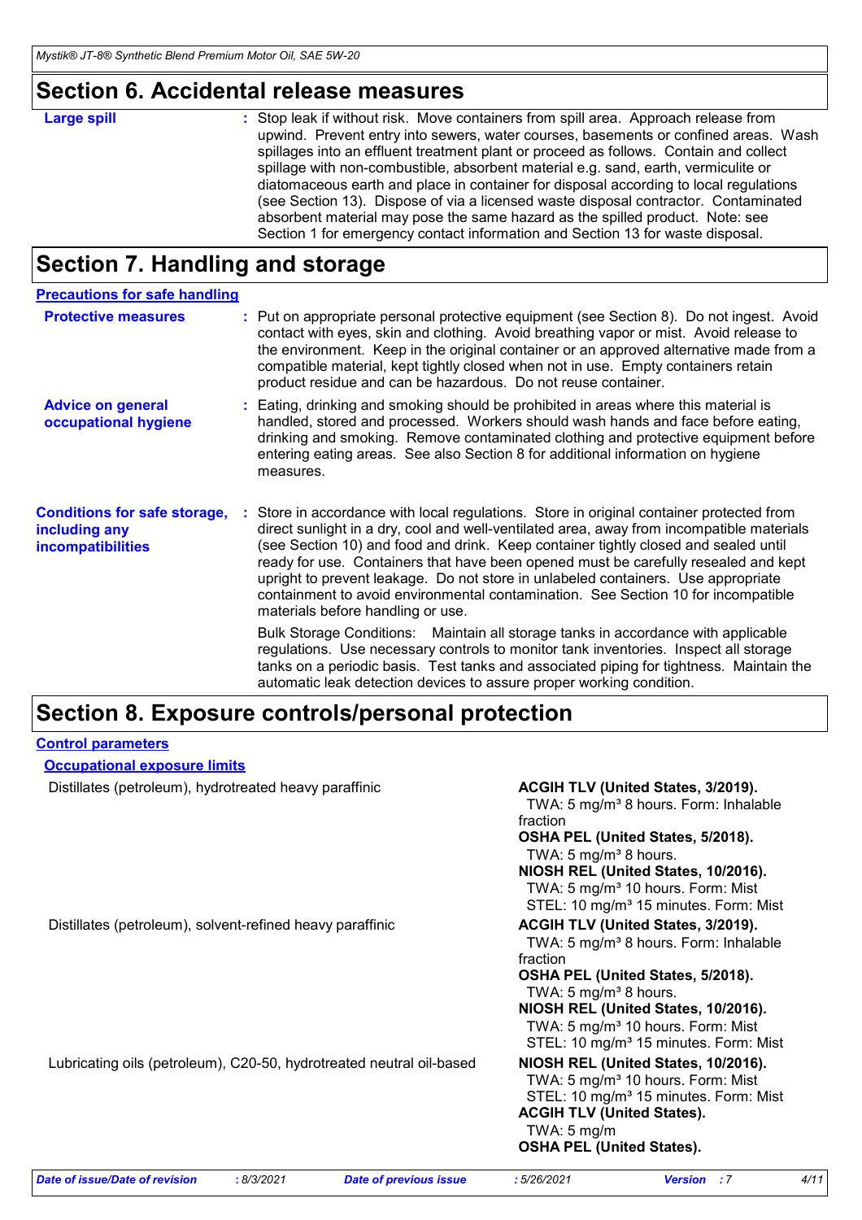## Section 6. Accidental release measures

**Large spill** : Stop leak if without risk. Move containers from spill area. Approach release from upwind. Prevent entry into sewers, water courses, basements or confined areas. Wash spillages into an effluent treatment plant or proceed as follows. Contain and collect spillage with non-combustible, absorbent material e.g. sand, earth, vermiculite or diatomaceous earth and place in container for disposal according to local regulations (see Section 13). Dispose of via a licensed waste disposal contractor. Contaminated absorbent material may pose the same hazard as the spilled product. Note: see Section 1 for emergency contact information and Section 13 for waste disposal.

## Section 7. Handling and storage

### Precautions for safe handling

**Protective measures** : Put on appropriate personal protective equipment (see Section 8). Do not ingest. Avoid contact with eyes, skin and clothing. Avoid breathing vapor or mist. Avoid release to the environment. Keep in the original container or an approved alternative made from a compatible material, kept tightly closed when not in use. Empty containers retain product residue and can be hazardous. Do not reuse container.

**Advice on general occupational hygiene** : Eating, drinking and smoking should be prohibited in areas where this material is handled, stored and processed. Workers should wash hands and face before eating, drinking and smoking. Remove contaminated clothing and protective equipment before entering eating areas. See also Section 8 for additional information on hygiene measures.

**Conditions for safe storage, including any incompatibilities** : Store in accordance with local regulations. Store in original container protected from direct sunlight in a dry, cool and well-ventilated area, away from incompatible materials (see Section 10) and food and drink. Keep container tightly closed and sealed until ready for use. Containers that have been opened must be carefully resealed and kept upright to prevent leakage. Do not store in unlabeled containers. Use appropriate containment to avoid environmental contamination. See Section 10 for incompatible materials before handling or use.

Bulk Storage Conditions: Maintain all storage tanks in accordance with applicable regulations. Use necessary controls to monitor tank inventories. Inspect all storage tanks on a periodic basis. Test tanks and associated piping for tightness. Maintain the automatic leak detection devices to assure proper working condition.

## Section 8. Exposure controls/personal protection

### Control parameters

#### Occupational exposure limits

| Ingredient name | Exposure limits |
|---|---|
| Distillates (petroleum), hydrotreated heavy paraffinic | **ACGIH TLV (United States, 3/2019).** TWA: 5 mg/m³ 8 hours. Form: Inhalable fraction<br>**OSHA PEL (United States, 5/2018).** TWA: 5 mg/m³ 8 hours.<br>**NIOSH REL (United States, 10/2016).** TWA: 5 mg/m³ 10 hours. Form: Mist STEL: 10 mg/m³ 15 minutes. Form: Mist |
| Distillates (petroleum), solvent-refined heavy paraffinic | **ACGIH TLV (United States, 3/2019).** TWA: 5 mg/m³ 8 hours. Form: Inhalable fraction<br>**OSHA PEL (United States, 5/2018).** TWA: 5 mg/m³ 8 hours.<br>**NIOSH REL (United States, 10/2016).** TWA: 5 mg/m³ 10 hours. Form: Mist STEL: 10 mg/m³ 15 minutes. Form: Mist |
| Lubricating oils (petroleum), C20-50, hydrotreated neutral oil-based | **NIOSH REL (United States, 10/2016).** TWA: 5 mg/m³ 10 hours. Form: Mist STEL: 10 mg/m³ 15 minutes. Form: Mist<br>**ACGIH TLV (United States).** TWA: 5 mg/m<br>**OSHA PEL (United States).** |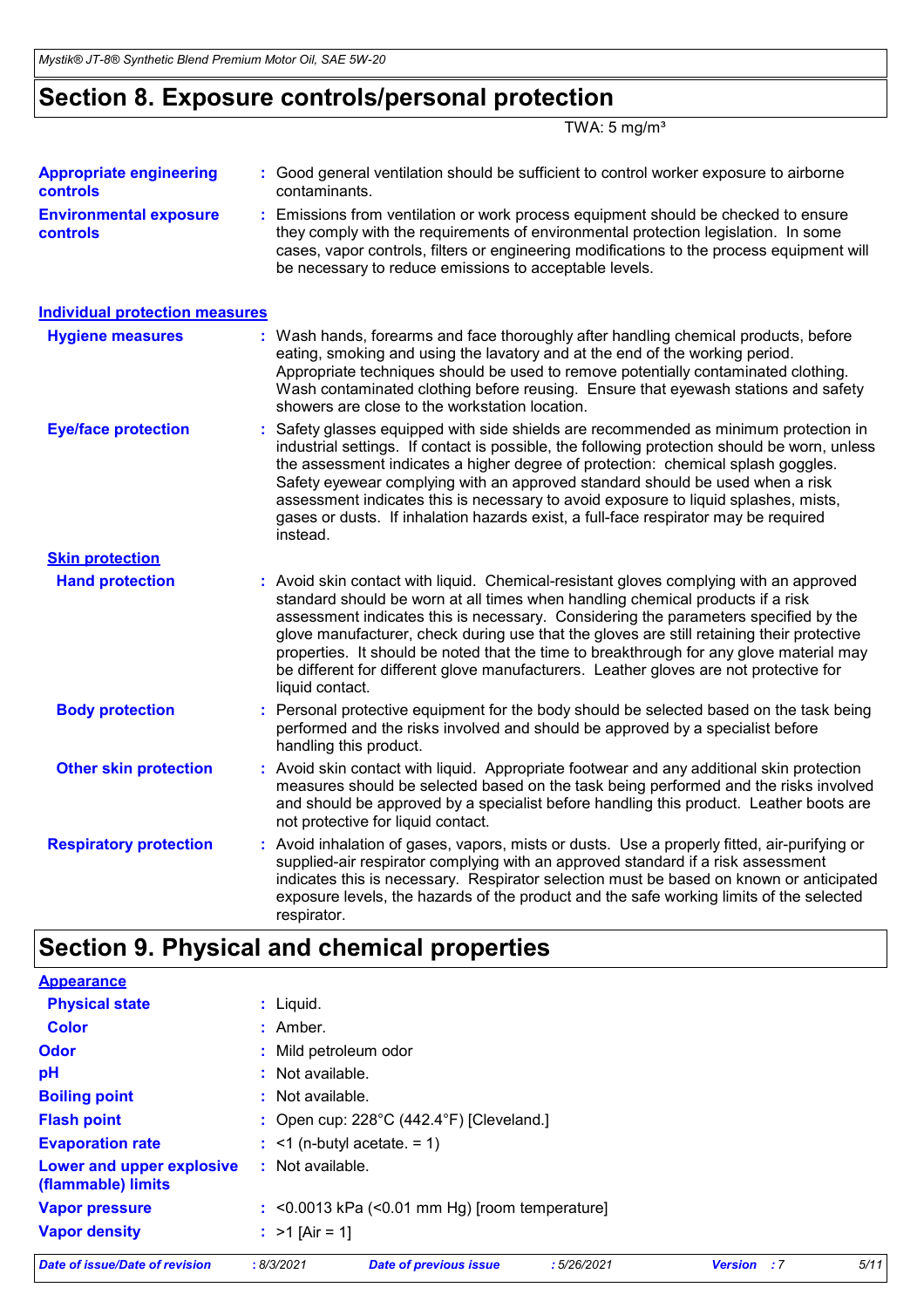## Section 8. Exposure controls/personal protection

TWA: 5 mg/m³

**Appropriate engineering controls** : Good general ventilation should be sufficient to control worker exposure to airborne contaminants.

**Environmental exposure controls** : Emissions from ventilation or work process equipment should be checked to ensure they comply with the requirements of environmental protection legislation. In some cases, vapor controls, filters or engineering modifications to the process equipment will be necessary to reduce emissions to acceptable levels.

### Individual protection measures

**Hygiene measures** : Wash hands, forearms and face thoroughly after handling chemical products, before eating, smoking and using the lavatory and at the end of the working period. Appropriate techniques should be used to remove potentially contaminated clothing. Wash contaminated clothing before reusing. Ensure that eyewash stations and safety showers are close to the workstation location.

**Eye/face protection** : Safety glasses equipped with side shields are recommended as minimum protection in industrial settings. If contact is possible, the following protection should be worn, unless the assessment indicates a higher degree of protection: chemical splash goggles. Safety eyewear complying with an approved standard should be used when a risk assessment indicates this is necessary to avoid exposure to liquid splashes, mists, gases or dusts. If inhalation hazards exist, a full-face respirator may be required instead.

**Skin protection**

**Hand protection** : Avoid skin contact with liquid. Chemical-resistant gloves complying with an approved standard should be worn at all times when handling chemical products if a risk assessment indicates this is necessary. Considering the parameters specified by the glove manufacturer, check during use that the gloves are still retaining their protective properties. It should be noted that the time to breakthrough for any glove material may be different for different glove manufacturers. Leather gloves are not protective for liquid contact.

**Body protection** : Personal protective equipment for the body should be selected based on the task being performed and the risks involved and should be approved by a specialist before handling this product.

**Other skin protection** : Avoid skin contact with liquid. Appropriate footwear and any additional skin protection measures should be selected based on the task being performed and the risks involved and should be approved by a specialist before handling this product. Leather boots are not protective for liquid contact.

**Respiratory protection** : Avoid inhalation of gases, vapors, mists or dusts. Use a properly fitted, air-purifying or supplied-air respirator complying with an approved standard if a risk assessment indicates this is necessary. Respirator selection must be based on known or anticipated exposure levels, the hazards of the product and the safe working limits of the selected respirator.

## Section 9. Physical and chemical properties

**Appearance**

**Physical state** : Liquid.

**Color** : Amber.

**Odor** : Mild petroleum odor

**pH** : Not available.

**Boiling point** : Not available.

**Flash point** : Open cup: 228°C (442.4°F) [Cleveland.]

**Evaporation rate** : <1 (n-butyl acetate. = 1)

**Lower and upper explosive (flammable) limits** : Not available.

**Vapor pressure** : <0.0013 kPa (<0.01 mm Hg) [room temperature]

**Vapor density** : >1 [Air = 1]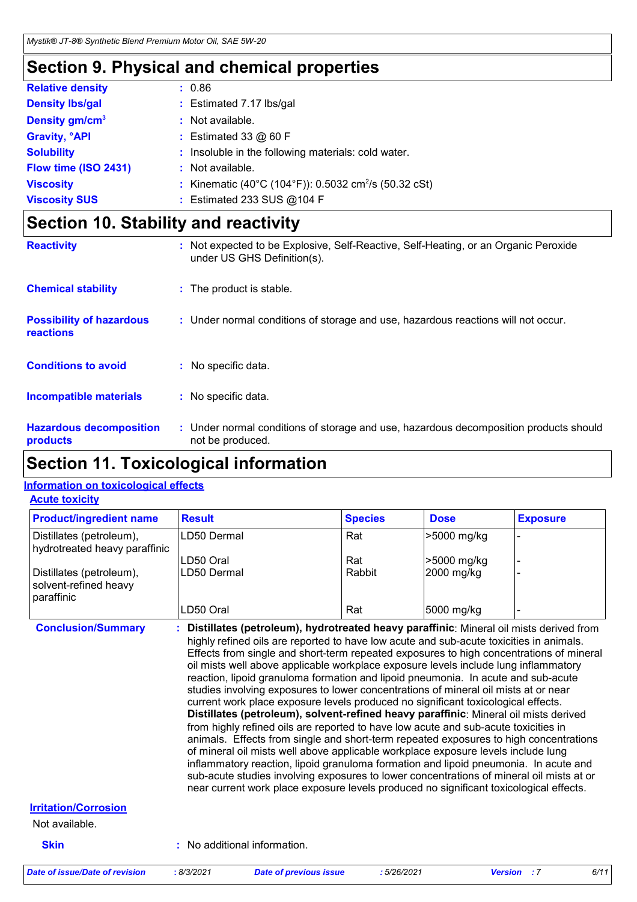## Section 9. Physical and chemical properties

| | | |
|---|---|---|
| **Relative density** | : | 0.86 |
| **Density lbs/gal** | : | Estimated 7.17 lbs/gal |
| **Density gm/cm³** | : | Not available. |
| **Gravity, °API** | : | Estimated 33 @ 60 F |
| **Solubility** | : | Insoluble in the following materials: cold water. |
| **Flow time (ISO 2431)** | : | Not available. |
| **Viscosity** | : | Kinematic (40°C (104°F)): 0.5032 $cm^2/s$ (50.32 cSt) |
| **Viscosity SUS** | : | Estimated 233 SUS @104 F |

## Section 10. Stability and reactivity

| | | |
|---|---|---|
| **Reactivity** | : | Not expected to be Explosive, Self-Reactive, Self-Heating, or an Organic Peroxide under US GHS Definition(s). |
| **Chemical stability** | : | The product is stable. |
| **Possibility of hazardous reactions** | : | Under normal conditions of storage and use, hazardous reactions will not occur. |
| **Conditions to avoid** | : | No specific data. |
| **Incompatible materials** | : | No specific data. |
| **Hazardous decomposition products** | : | Under normal conditions of storage and use, hazardous decomposition products should not be produced. |

## Section 11. Toxicological information

### Information on toxicological effects

#### Acute toxicity

| Product/ingredient name | Result | Species | Dose | Exposure |
|---|---|---|---|---|
| Distillates (petroleum), hydrotreated heavy paraffinic | LD50 Dermal | Rat | >5000 mg/kg | - |
| | LD50 Oral | Rat | >5000 mg/kg | - |
| Distillates (petroleum), solvent-refined heavy paraffinic | LD50 Dermal | Rabbit | 2000 mg/kg | - |
| | LD50 Oral | Rat | 5000 mg/kg | - |

**Conclusion/Summary** : **Distillates (petroleum), hydrotreated heavy paraffinic**: Mineral oil mists derived from highly refined oils are reported to have low acute and sub-acute toxicities in animals. Effects from single and short-term repeated exposures to high concentrations of mineral oil mists well above applicable workplace exposure levels include lung inflammatory reaction, lipoid granuloma formation and lipoid pneumonia. In acute and sub-acute studies involving exposures to lower concentrations of mineral oil mists at or near current work place exposure levels produced no significant toxicological effects.
**Distillates (petroleum), solvent-refined heavy paraffinic**: Mineral oil mists derived from highly refined oils are reported to have low acute and sub-acute toxicities in animals. Effects from single and short-term repeated exposures to high concentrations of mineral oil mists well above applicable workplace exposure levels include lung inflammatory reaction, lipoid granuloma formation and lipoid pneumonia. In acute and sub-acute studies involving exposures to lower concentrations of mineral oil mists at or near current work place exposure levels produced no significant toxicological effects.

#### Irritation/Corrosion

Not available.

**Skin** : No additional information.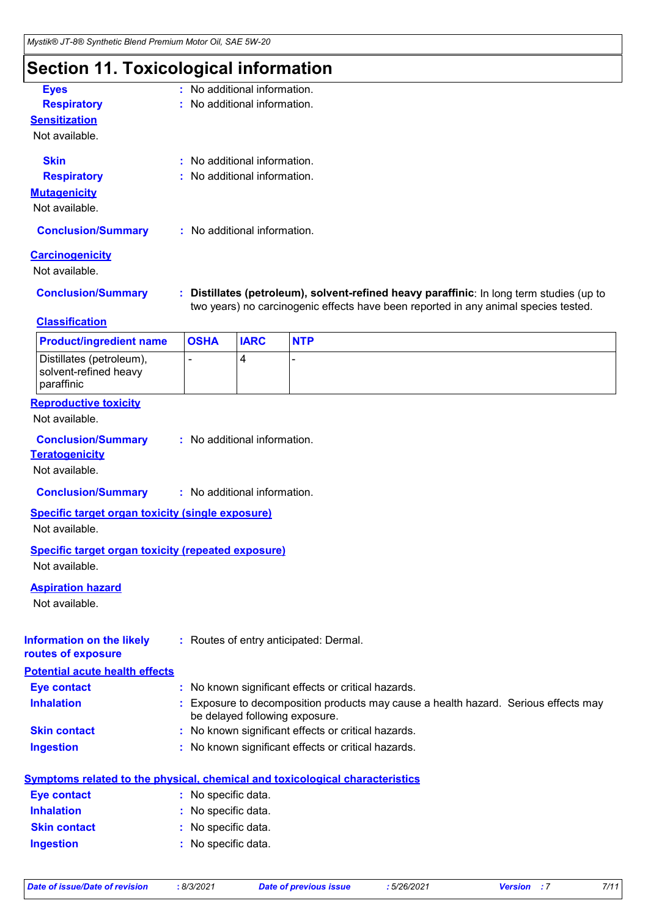# Section 11. Toxicological information

**Eyes** : No additional information.

**Respiratory** : No additional information.

**Sensitization**

Not available.

**Skin** : No additional information.

**Respiratory** : No additional information.

**Mutagenicity**

Not available.

**Conclusion/Summary** : No additional information.

**Carcinogenicity**

Not available.

**Conclusion/Summary** : **Distillates (petroleum), solvent-refined heavy paraffinic**: In long term studies (up to two years) no carcinogenic effects have been reported in any animal species tested.

**Classification**

| Product/ingredient name | OSHA | IARC | NTP |
|---|---|---|---|
| Distillates (petroleum), solvent-refined heavy paraffinic | - | 4 | - |

**Reproductive toxicity**

Not available.

**Conclusion/Summary** : No additional information.

**Teratogenicity**

Not available.

**Conclusion/Summary** : No additional information.

**Specific target organ toxicity (single exposure)**

Not available.

**Specific target organ toxicity (repeated exposure)**

Not available.

**Aspiration hazard**

Not available.

**Information on the likely routes of exposure** : Routes of entry anticipated: Dermal.

**Potential acute health effects**

**Eye contact** : No known significant effects or critical hazards.

**Inhalation** : Exposure to decomposition products may cause a health hazard. Serious effects may be delayed following exposure.

**Skin contact** : No known significant effects or critical hazards.

**Ingestion** : No known significant effects or critical hazards.

**Symptoms related to the physical, chemical and toxicological characteristics**

**Eye contact** : No specific data.

**Inhalation** : No specific data.

**Skin contact** : No specific data.

**Ingestion** : No specific data.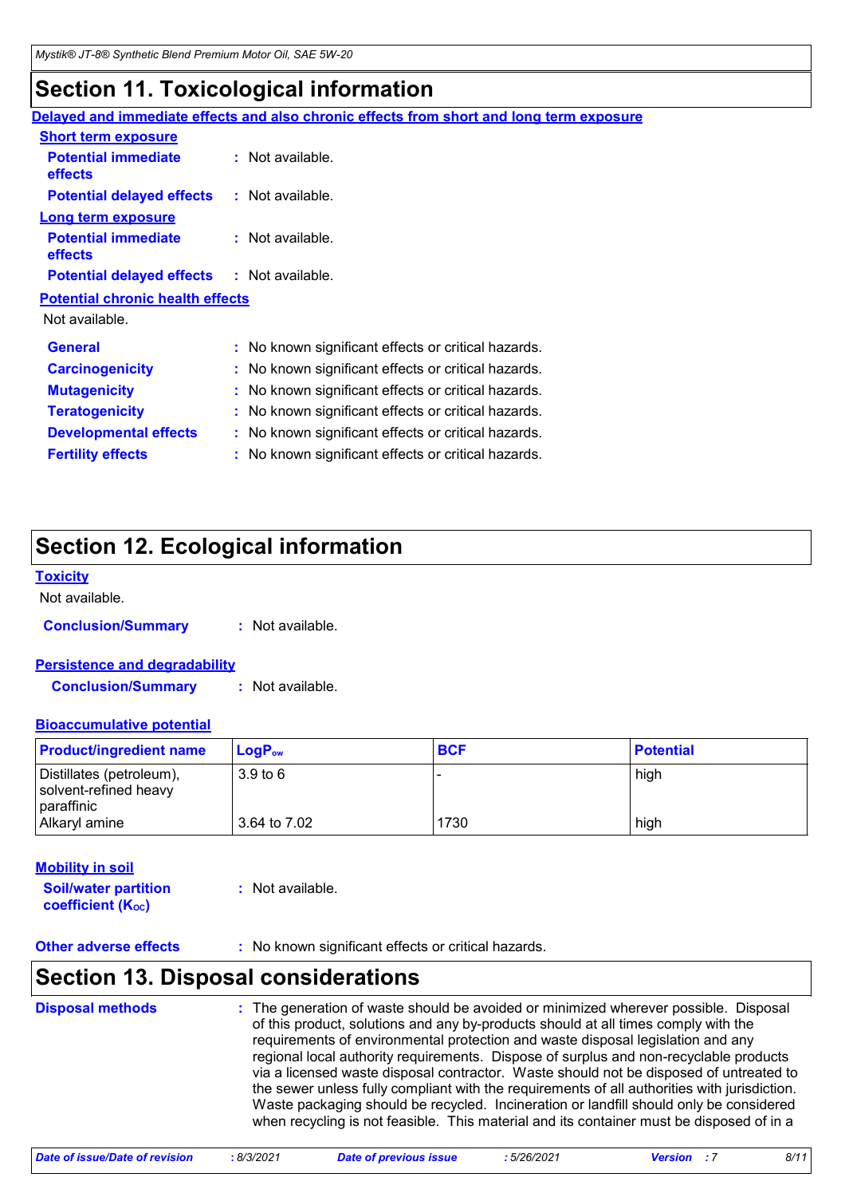# Section 11. Toxicological information

**Delayed and immediate effects and also chronic effects from short and long term exposure**

**Short term exposure**

**Potential immediate effects** : Not available.

**Potential delayed effects** : Not available.

**Long term exposure**

**Potential immediate effects** : Not available.

**Potential delayed effects** : Not available.

**Potential chronic health effects**

Not available.

**General** : No known significant effects or critical hazards.

**Carcinogenicity** : No known significant effects or critical hazards.

**Mutagenicity** : No known significant effects or critical hazards.

**Teratogenicity** : No known significant effects or critical hazards.

**Developmental effects** : No known significant effects or critical hazards.

**Fertility effects** : No known significant effects or critical hazards.

# Section 12. Ecological information

**Toxicity**

Not available.

**Conclusion/Summary** : Not available.

**Persistence and degradability**

**Conclusion/Summary** : Not available.

**Bioaccumulative potential**

| Product/ingredient name | $LogP_{ow}$ | BCF | Potential |
|---|---|---|---|
| Distillates (petroleum), solvent-refined heavy paraffinic | 3.9 to 6 | - | high |
| Alkaryl amine | 3.64 to 7.02 | 1730 | high |

**Mobility in soil**

**Soil/water partition coefficient ($K_{OC}$)** : Not available.

**Other adverse effects** : No known significant effects or critical hazards.

# Section 13. Disposal considerations

**Disposal methods** : The generation of waste should be avoided or minimized wherever possible. Disposal of this product, solutions and any by-products should at all times comply with the requirements of environmental protection and waste disposal legislation and any regional local authority requirements. Dispose of surplus and non-recyclable products via a licensed waste disposal contractor. Waste should not be disposed of untreated to the sewer unless fully compliant with the requirements of all authorities with jurisdiction. Waste packaging should be recycled. Incineration or landfill should only be considered when recycling is not feasible. This material and its container must be disposed of in a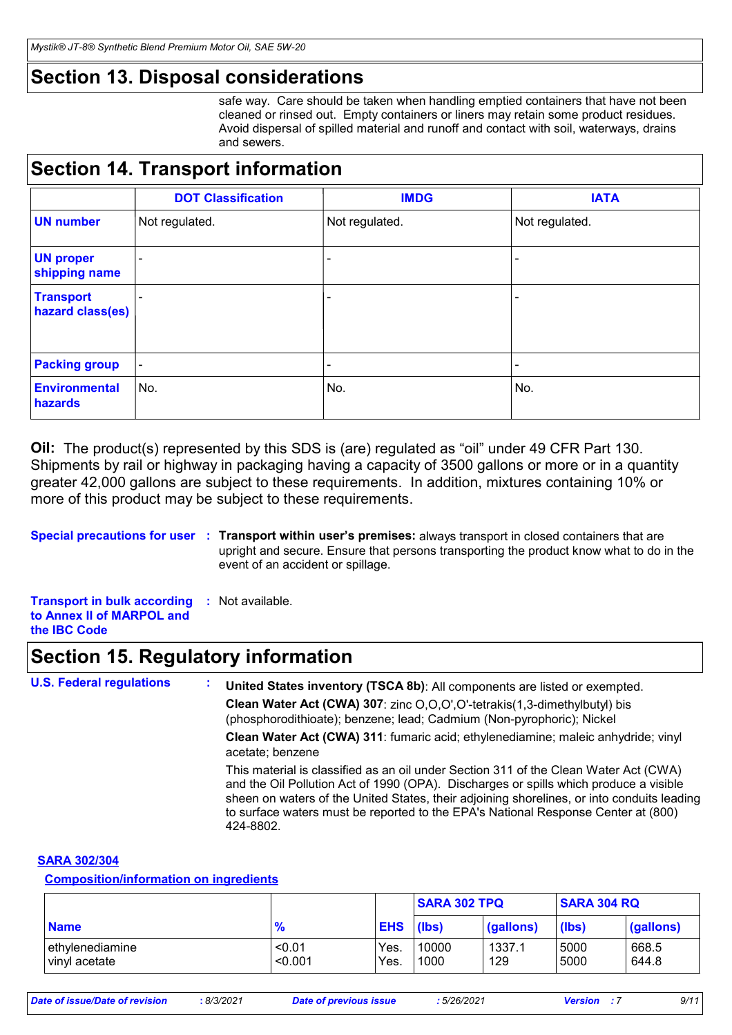## Section 13. Disposal considerations

safe way. Care should be taken when handling emptied containers that have not been cleaned or rinsed out. Empty containers or liners may retain some product residues. Avoid dispersal of spilled material and runoff and contact with soil, waterways, drains and sewers.

## Section 14. Transport information

| | DOT Classification | IMDG | IATA |
|---|---|---|---|
| **UN number** | Not regulated. | Not regulated. | Not regulated. |
| **UN proper shipping name** | - | - | - |
| **Transport hazard class(es)** | - | - | - |
| **Packing group** | - | - | - |
| **Environmental hazards** | No. | No. | No. |

**Oil:** The product(s) represented by this SDS is (are) regulated as "oil" under 49 CFR Part 130. Shipments by rail or highway in packaging having a capacity of 3500 gallons or more or in a quantity greater 42,000 gallons are subject to these requirements. In addition, mixtures containing 10% or more of this product may be subject to these requirements.

**Special precautions for user** : **Transport within user's premises:** always transport in closed containers that are upright and secure. Ensure that persons transporting the product know what to do in the event of an accident or spillage.

**Transport in bulk according to Annex II of MARPOL and the IBC Code** : Not available.

## Section 15. Regulatory information

**U.S. Federal regulations** :

**United States inventory (TSCA 8b)**: All components are listed or exempted.

**Clean Water Act (CWA) 307**: zinc O,O,O',O'-tetrakis(1,3-dimethylbutyl) bis (phosphorodithioate); benzene; lead; Cadmium (Non-pyrophoric); Nickel

**Clean Water Act (CWA) 311**: fumaric acid; ethylenediamine; maleic anhydride; vinyl acetate; benzene

This material is classified as an oil under Section 311 of the Clean Water Act (CWA) and the Oil Pollution Act of 1990 (OPA). Discharges or spills which produce a visible sheen on waters of the United States, their adjoining shorelines, or into conduits leading to surface waters must be reported to the EPA's National Response Center at (800) 424-8802.

**SARA 302/304**

**Composition/information on ingredients**

| | | | SARA 302 TPQ | | SARA 304 RQ | |
|---|---|---|---|---|---|---|
| **Name** | **%** | **EHS** | **(lbs)** | **(gallons)** | **(lbs)** | **(gallons)** |
| ethylenediamine | <0.01 | Yes. | 10000 | 1337.1 | 5000 | 668.5 |
| vinyl acetate | <0.001 | Yes. | 1000 | 129 | 5000 | 644.8 |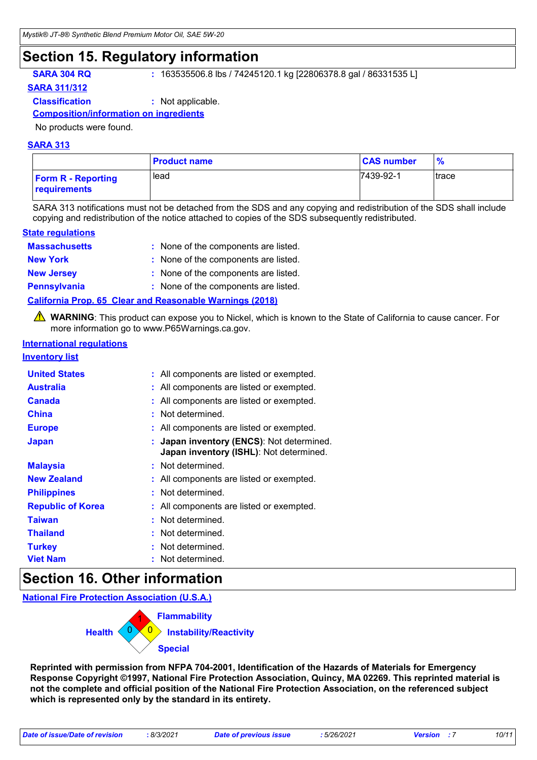## Section 15. Regulatory information

**SARA 304 RQ** : 163535506.8 lbs / 74245120.1 kg [22806378.8 gal / 86331535 L]

**SARA 311/312**

**Classification** : Not applicable.

**Composition/information on ingredients**

No products were found.

**SARA 313**

| | Product name | CAS number | % |
|---|---|---|---|
| **Form R - Reporting requirements** | lead | 7439-92-1 | trace |

SARA 313 notifications must not be detached from the SDS and any copying and redistribution of the SDS shall include copying and redistribution of the notice attached to copies of the SDS subsequently redistributed.

**State regulations**

**Massachusetts** : None of the components are listed.

**New York** : None of the components are listed.

**New Jersey** : None of the components are listed.

**Pennsylvania** : None of the components are listed.

**California Prop. 65 Clear and Reasonable Warnings (2018)**

⚠ **WARNING**: This product can expose you to Nickel, which is known to the State of California to cause cancer. For more information go to www.P65Warnings.ca.gov.

**International regulations**

**Inventory list**

**United States** : All components are listed or exempted.

**Australia** : All components are listed or exempted.

**Canada** : All components are listed or exempted.

**China** : Not determined.

**Europe** : All components are listed or exempted.

**Japan** : **Japan inventory (ENCS)**: Not determined.
**Japan inventory (ISHL)**: Not determined.

**Malaysia** : Not determined.

**New Zealand** : All components are listed or exempted.

**Philippines** : Not determined.

**Republic of Korea** : All components are listed or exempted.

**Taiwan** : Not determined.

**Thailand** : Not determined.

**Turkey** : Not determined.

**Viet Nam** : Not determined.

## Section 16. Other information

**National Fire Protection Association (U.S.A.)**

Health: 0
Flammability: 1
Instability/Reactivity: 0
Special:

**Reprinted with permission from NFPA 704-2001, Identification of the Hazards of Materials for Emergency Response Copyright ©1997, National Fire Protection Association, Quincy, MA 02269. This reprinted material is not the complete and official position of the National Fire Protection Association, on the referenced subject which is represented only by the standard in its entirety.**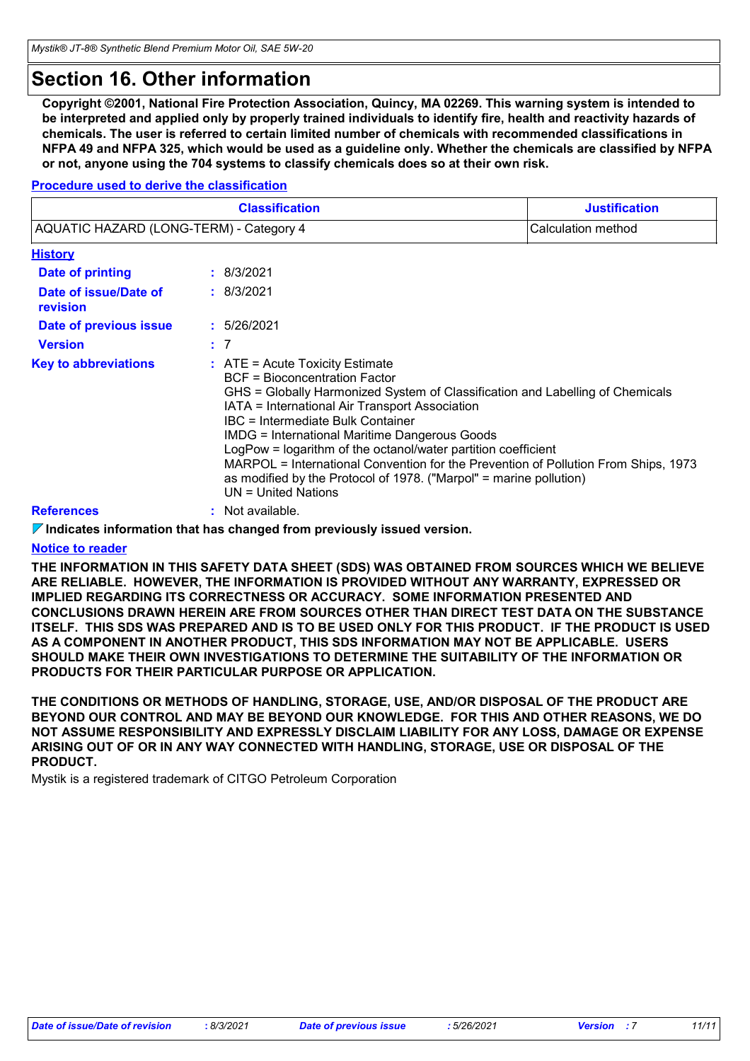# Section 16. Other information

**Copyright ©2001, National Fire Protection Association, Quincy, MA 02269. This warning system is intended to be interpreted and applied only by properly trained individuals to identify fire, health and reactivity hazards of chemicals. The user is referred to certain limited number of chemicals with recommended classifications in NFPA 49 and NFPA 325, which would be used as a guideline only. Whether the chemicals are classified by NFPA or not, anyone using the 704 systems to classify chemicals does so at their own risk.**

**Procedure used to derive the classification**

| Classification | Justification |
|---|---|
| AQUATIC HAZARD (LONG-TERM) - Category 4 | Calculation method |

**History**

**Date of printing** : 8/3/2021

**Date of issue/Date of revision** : 8/3/2021

**Date of previous issue** : 5/26/2021

**Version** : 7

**Key to abbreviations** : ATE = Acute Toxicity Estimate
BCF = Bioconcentration Factor
GHS = Globally Harmonized System of Classification and Labelling of Chemicals
IATA = International Air Transport Association
IBC = Intermediate Bulk Container
IMDG = International Maritime Dangerous Goods
LogPow = logarithm of the octanol/water partition coefficient
MARPOL = International Convention for the Prevention of Pollution From Ships, 1973 as modified by the Protocol of 1978. ("Marpol" = marine pollution)
UN = United Nations

**References** : Not available.

**Indicates information that has changed from previously issued version.**

**Notice to reader**

**THE INFORMATION IN THIS SAFETY DATA SHEET (SDS) WAS OBTAINED FROM SOURCES WHICH WE BELIEVE ARE RELIABLE. HOWEVER, THE INFORMATION IS PROVIDED WITHOUT ANY WARRANTY, EXPRESSED OR IMPLIED REGARDING ITS CORRECTNESS OR ACCURACY. SOME INFORMATION PRESENTED AND CONCLUSIONS DRAWN HEREIN ARE FROM SOURCES OTHER THAN DIRECT TEST DATA ON THE SUBSTANCE ITSELF. THIS SDS WAS PREPARED AND IS TO BE USED ONLY FOR THIS PRODUCT. IF THE PRODUCT IS USED AS A COMPONENT IN ANOTHER PRODUCT, THIS SDS INFORMATION MAY NOT BE APPLICABLE. USERS SHOULD MAKE THEIR OWN INVESTIGATIONS TO DETERMINE THE SUITABILITY OF THE INFORMATION OR PRODUCTS FOR THEIR PARTICULAR PURPOSE OR APPLICATION.**

**THE CONDITIONS OR METHODS OF HANDLING, STORAGE, USE, AND/OR DISPOSAL OF THE PRODUCT ARE BEYOND OUR CONTROL AND MAY BE BEYOND OUR KNOWLEDGE. FOR THIS AND OTHER REASONS, WE DO NOT ASSUME RESPONSIBILITY AND EXPRESSLY DISCLAIM LIABILITY FOR ANY LOSS, DAMAGE OR EXPENSE ARISING OUT OF OR IN ANY WAY CONNECTED WITH HANDLING, STORAGE, USE OR DISPOSAL OF THE PRODUCT.**

Mystik is a registered trademark of CITGO Petroleum Corporation